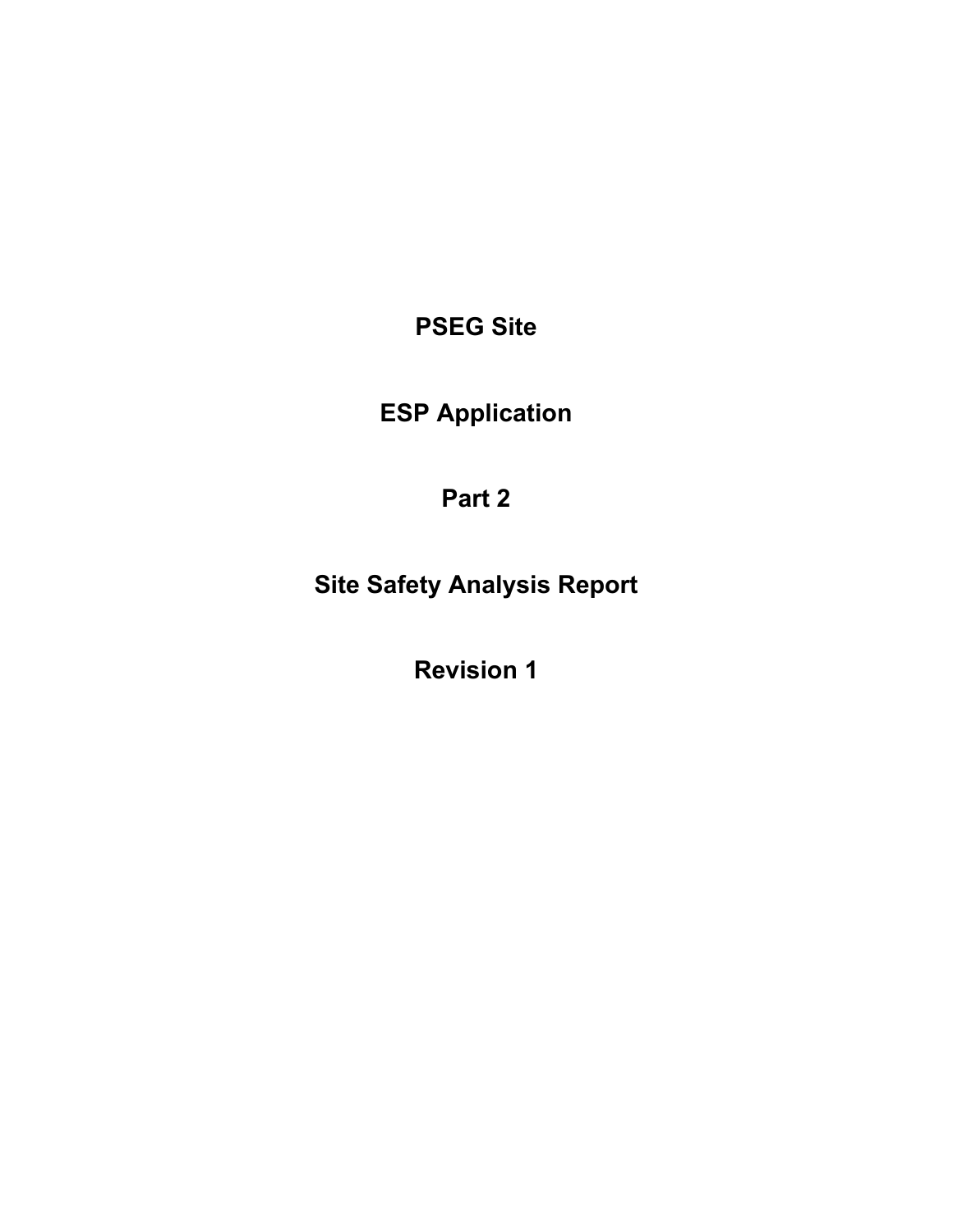# PSEG Site

# ESP Application

# Part 2

# Site Safety Analysis Report

# Revision 1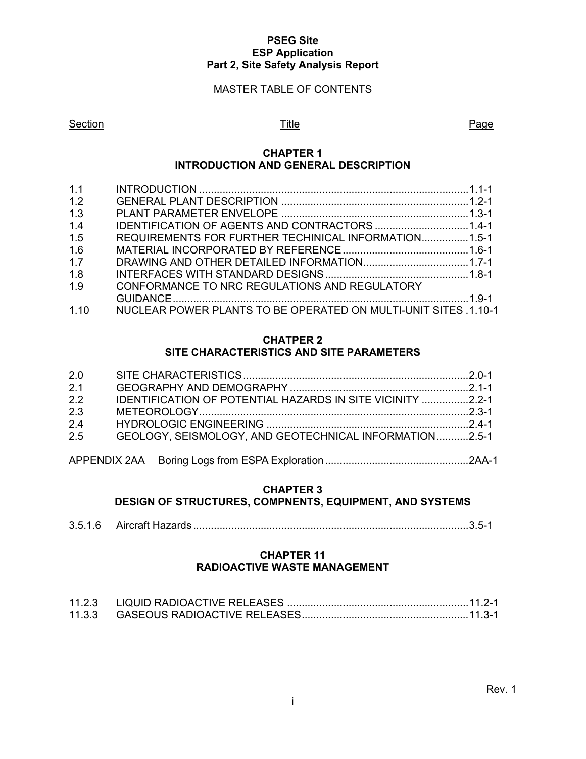**PSEG Site**
**ESP Application**
**Part 2, Site Safety Analysis Report**

MASTER TABLE OF CONTENTS

| Section | Title | Page |
|---|---|---|
| | **CHAPTER 1 INTRODUCTION AND GENERAL DESCRIPTION** | |
| 1.1 | INTRODUCTION | 1.1-1 |
| 1.2 | GENERAL PLANT DESCRIPTION | 1.2-1 |
| 1.3 | PLANT PARAMETER ENVELOPE | 1.3-1 |
| 1.4 | IDENTIFICATION OF AGENTS AND CONTRACTORS | 1.4-1 |
| 1.5 | REQUIREMENTS FOR FURTHER TECHINICAL INFORMATION | 1.5-1 |
| 1.6 | MATERIAL INCORPORATED BY REFERENCE | 1.6-1 |
| 1.7 | DRAWING AND OTHER DETAILED INFORMATION | 1.7-1 |
| 1.8 | INTERFACES WITH STANDARD DESIGNS | 1.8-1 |
| 1.9 | CONFORMANCE TO NRC REGULATIONS AND REGULATORY GUIDANCE | 1.9-1 |
| 1.10 | NUCLEAR POWER PLANTS TO BE OPERATED ON MULTI-UNIT SITES | 1.10-1 |
| | **CHATPER 2 SITE CHARACTERISTICS AND SITE PARAMETERS** | |
| 2.0 | SITE CHARACTERISTICS | 2.0-1 |
| 2.1 | GEOGRAPHY AND DEMOGRAPHY | 2.1-1 |
| 2.2 | IDENTIFICATION OF POTENTIAL HAZARDS IN SITE VICINITY | 2.2-1 |
| 2.3 | METEOROLOGY | 2.3-1 |
| 2.4 | HYDROLOGIC ENGINEERING | 2.4-1 |
| 2.5 | GEOLOGY, SEISMOLOGY, AND GEOTECHNICAL INFORMATION | 2.5-1 |
| APPENDIX 2AA | Boring Logs from ESPA Exploration | 2AA-1 |
| | **CHAPTER 3 DESIGN OF STRUCTURES, COMPNENTS, EQUIPMENT, AND SYSTEMS** | |
| 3.5.1.6 | Aircraft Hazards | 3.5-1 |
| | **CHAPTER 11 RADIOACTIVE WASTE MANAGEMENT** | |
| 11.2.3 | LIQUID RADIOACTIVE RELEASES | 11.2-1 |
| 11.3.3 | GASEOUS RADIOACTIVE RELEASES | 11.3-1 |

Rev. 1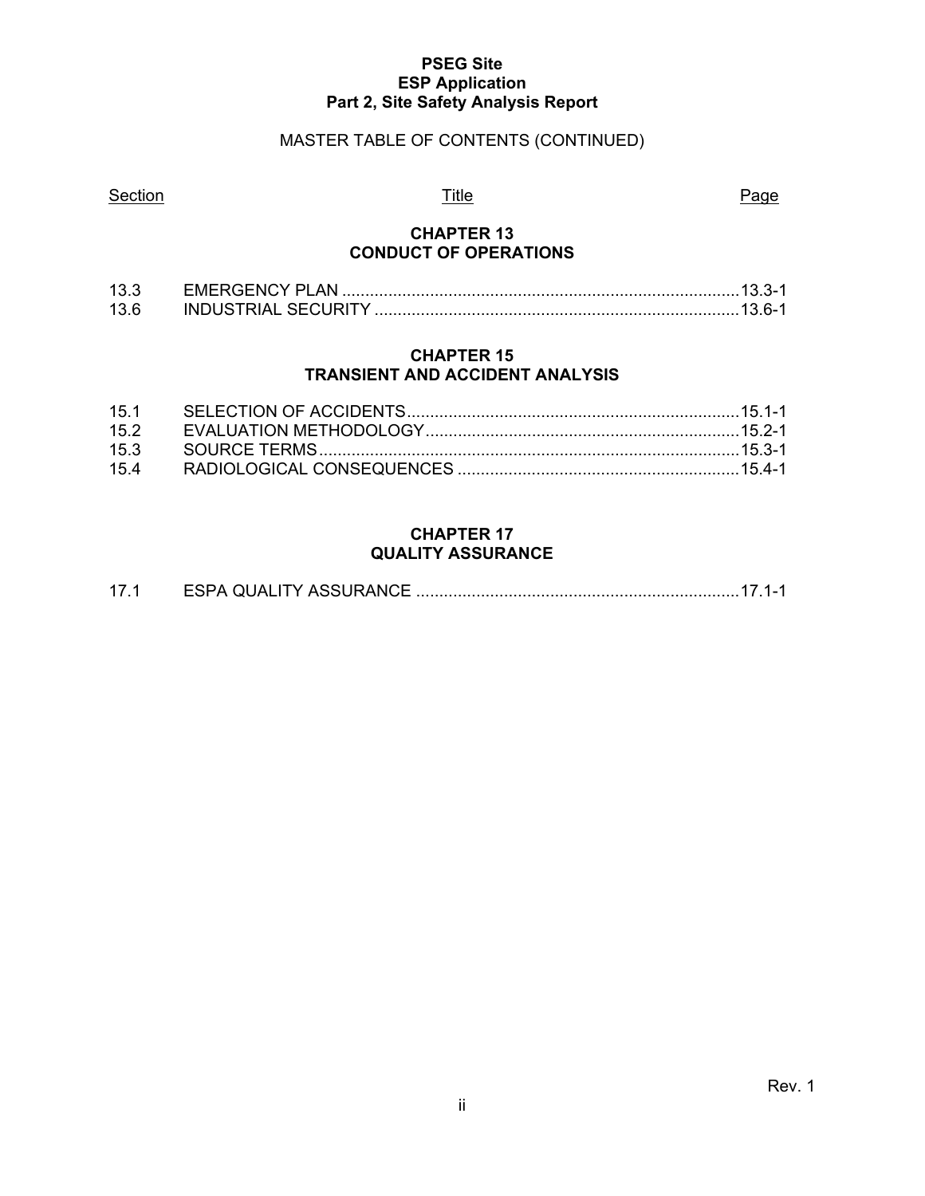MASTER TABLE OF CONTENTS (CONTINUED)

| Section | Title | Page |
|---|---|---|
| | **CHAPTER 13** **CONDUCT OF OPERATIONS** | |
| 13.3 | EMERGENCY PLAN | 13.3-1 |
| 13.6 | INDUSTRIAL SECURITY | 13.6-1 |
| | **CHAPTER 15** **TRANSIENT AND ACCIDENT ANALYSIS** | |
| 15.1 | SELECTION OF ACCIDENTS | 15.1-1 |
| 15.2 | EVALUATION METHODOLOGY | 15.2-1 |
| 15.3 | SOURCE TERMS | 15.3-1 |
| 15.4 | RADIOLOGICAL CONSEQUENCES | 15.4-1 |
| | **CHAPTER 17** **QUALITY ASSURANCE** | |
| 17.1 | ESPA QUALITY ASSURANCE | 17.1-1 |

Rev. 1